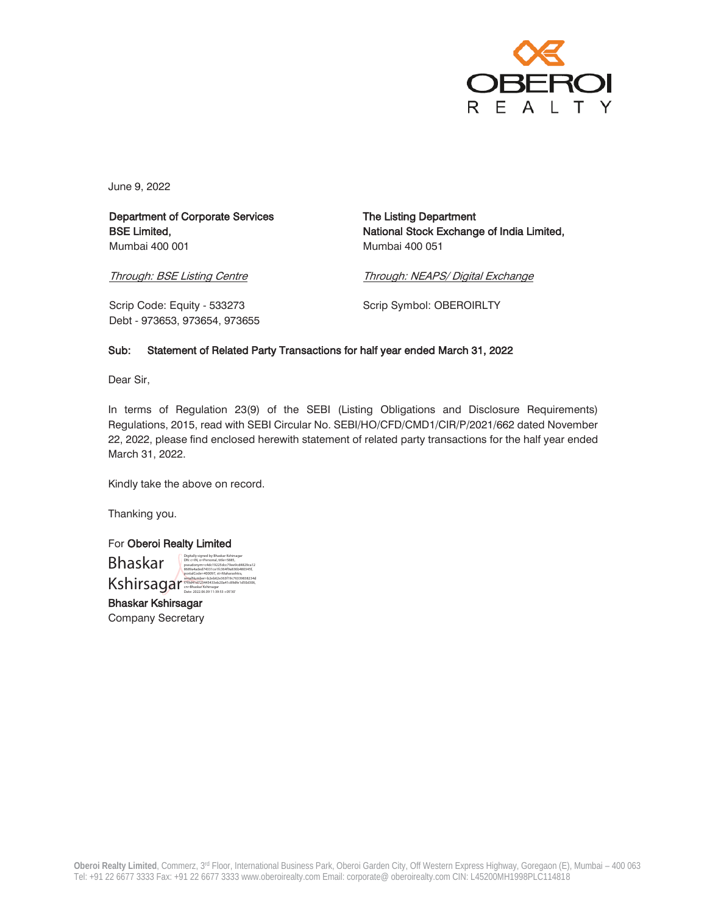June 9, 2022

**Department of Corporate Services**
**BSE Limited,**
Mumbai 400 001

*Through: BSE Listing Centre*

Scrip Code: Equity - 533273
Debt - 973653, 973654, 973655

**The Listing Department**
**National Stock Exchange of India Limited,**
Mumbai 400 051

*Through: NEAPS/ Digital Exchange*

Scrip Symbol: OBEROIRLTY

**Sub: Statement of Related Party Transactions for half year ended March 31, 2022**

Dear Sir,

In terms of Regulation 23(9) of the SEBI (Listing Obligations and Disclosure Requirements) Regulations, 2015, read with SEBI Circular No. SEBI/HO/CFD/CMD1/CIR/P/2021/662 dated November 22, 2022, please find enclosed herewith statement of related party transactions for the half year ended March 31, 2022.

Kindly take the above on record.

Thanking you.

For **Oberoi Realty Limited**

Bhaskar Kshirsagar

Digitally signed by Bhaskar Kshirsagar
Date: 2022.06.09 11:39:53 +05'30'

**Bhaskar Kshirsagar**
Company Secretary

**Oberoi Realty Limited**, Commerz, 3rd Floor, International Business Park, Oberoi Garden City, Off Western Express Highway, Goregaon (E), Mumbai – 400 063
Tel: +91 22 6677 3333 Fax: +91 22 6677 3333 www.oberoirealty.com Email: corporate@ oberoirealty.com CIN: L45200MH1998PLC114818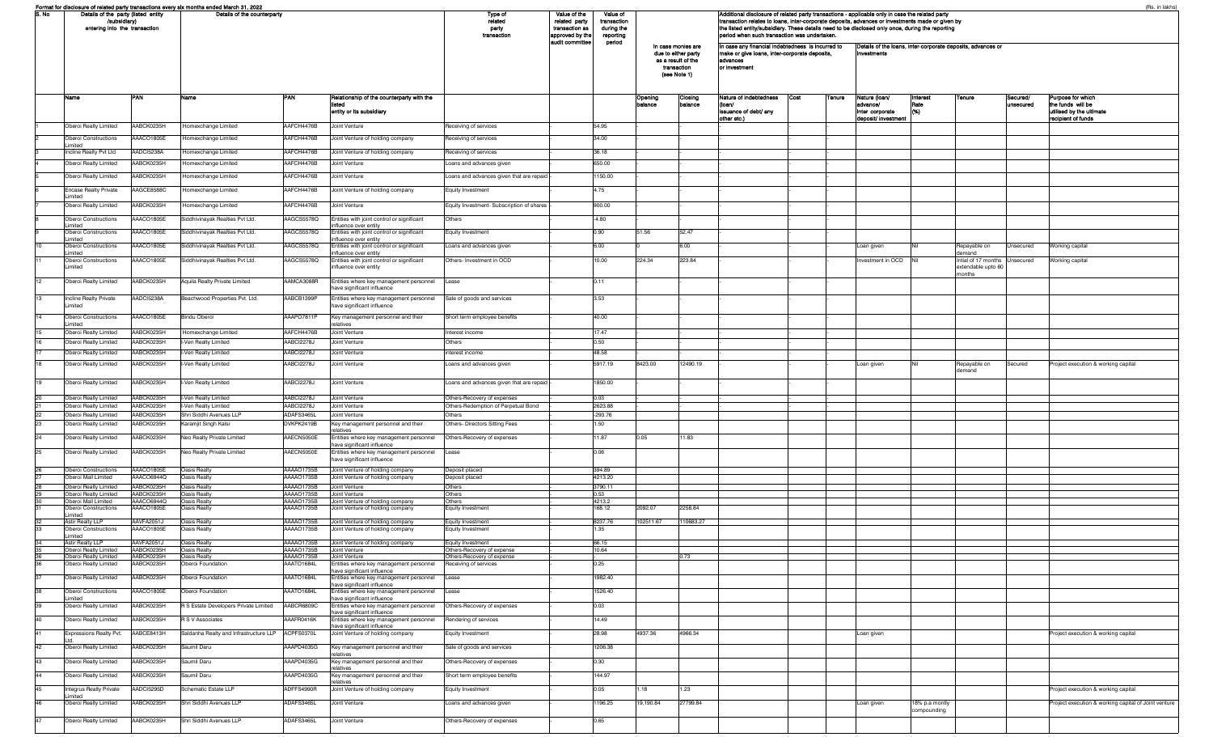Format for disclosure of related party transactions every six months ended March 31, 2022

(Rs. in lakhs)

| S. No | Details of the party (listed entity /subsidiary) entering into the transaction | | Details of the counterparty | | | Type of related party transaction | Value of the related party transaction as approved by the audit committee | Value of transaction during the reporting period | In case monies are due to either party as a result of the transaction (see Note 1) | | Additional disclosure of related party transactions - applicable only in case the related party transaction relates to loans, inter-corporate deposits, advances or investments made or given by the listed entity/subsidiary. These details need to be disclosed only once, during the reporting period when such transaction was undertaken. In case any financial indebtedness is incurred to make or give loans, inter-corporate deposits, advances or investment | | | Details of the loans, inter-corporate deposits, advances or investments | | | | |
|---|---|---|---|---|---|---|---|---|---|---|---|---|---|---|---|---|---|---|
| | Name | PAN | Name | PAN | Relationship of the counterparty with the listed entity or its subsidiary | | | | Opening balance | Closing balance | Nature of indebtedness (loan/ issuance of debt/ any other etc.) | Cost | Tenure | Nature (loan/ advance/ inter corporate deposit/ investment | Interest Rate (%) | Tenure | Secured/ unsecured | Purpose for which the funds will be utilised by the ultimate recipient of funds |
| 1 | Oberoi Realty Limited | AABCK0235H | Homexchange Limited | AAFCH4476B | Joint Venture | Receiving of services | - | 54.95 | - | - | | | | | | | | |
| 2 | Oberoi Constructions Limited | AAACO1805E | Homexchange Limited | AAFCH4476B | Joint Venture of holding company | Receiving of services | - | 34.00 | - | - | | | | | | | | |
| 3 | Incline Realty Pvt Ltd | AADCI5238A | Homexchange Limited | AAFCH4476B | Joint Venture of holding company | Receiving of services | - | 36.18 | - | - | | | | | | | | |
| 4 | Oberoi Realty Limited | AABCK0235H | Homexchange Limited | AAFCH4476B | Joint Venture | Loans and advances given | - | 650.00 | - | - | | | | | | | | |
| 5 | Oberoi Realty Limited | AABCK0235H | Homexchange Limited | AAFCH4476B | Joint Venture | Loans and advances given that are repaid | - | 1150.00 | - | - | | | | | | | | |
| 6 | Encase Realty Private Limited | AAGCE8588C | Homexchange Limited | AAFCH4476B | Joint Venture of holding company | Equity Investment | - | 4.75 | - | - | | | | | | | | |
| 7 | Oberoi Realty Limited | AABCK0235H | Homexchange Limited | AAFCH4476B | Joint Venture | Equity Investment- Subscription of shares | - | 900.00 | - | - | | | | | | | | |
| 8 | Oberoi Constructions Limited | AAACO1805E | Siddhivinayak Realties Pvt Ltd. | AAGCS5578Q | Entities with joint control or significant influence over entity | Others | - | -4.80 | - | - | | | | | | | | |
| 9 | Oberoi Constructions Limited | AAACO1805E | Siddhivinayak Realties Pvt Ltd. | AAGCS5578Q | Entities with joint control or significant influence over entity | Equity Investment | - | 0.90 | 51.56 | 52.47 | | | | | | | | |
| 10 | Oberoi Constructions Limited | AAACO1805E | Siddhivinayak Realties Pvt Ltd. | AAGCS5578Q | Entities with joint control or significant influence over entity | Loans and advances given | - | 6.00 | 0 | 6.00 | - | - | - | Loan given | Nil | Repayable on demand | Unsecured | Working capital |
| 11 | Oberoi Constructions Limited | AAACO1805E | Siddhivinayak Realties Pvt Ltd. | AAGCS5578Q | Entities with joint control or significant influence over entity | Others- Investment in OCD | - | 10.00 | 224.34 | 223.84 | - | - | - | Investment in OCD | Nil | Intial of 17 months extendable upto 60 months | Unsecured | Working capital |
| 12 | Oberoi Realty Limited | AABCK0235H | Aquila Realty Private Limited | AAMCA3088R | Entities where key management personnel have significant influence | Lease | - | 0.11 | - | - | | | | | | | | |
| 13 | Incline Realty Private Limited | AADCI5238A | Beachwood Properties Pvt. Ltd. | AABCB1399P | Entities where key management personnel have significant influence | Sale of goods and services | - | 3.53 | - | - | | | | | | | | |
| 14 | Oberoi Constructions Limited | AAACO1805E | Bindu Oberoi | AAAPO7811P | Key management personnel and their relatives | Short term employee benefits | - | 40.00 | - | - | | | | | | | | |
| 15 | Oberoi Realty Limited | AABCK0235H | Homexchange Limited | AAFCH4476B | Joint Venture | Interest income | - | 17.47 | - | - | | | | | | | | |
| 16 | Oberoi Realty Limited | AABCK0235H | I-Ven Realty Limited | AABCI2278J | Joint Venture | Others | - | 0.50 | - | - | | | | | | | | |
| 17 | Oberoi Realty Limited | AABCK0235H | I-Ven Realty Limited | AABCI2278J | Joint Venture | interest income | - | 48.58 | - | - | | | | | | | | |
| 18 | Oberoi Realty Limited | AABCK0235H | I-Ven Realty Limited | AABCI2278J | Joint Venture | Loans and advances given | - | 5917.19 | 8423.00 | 12490.19 | - | - | - | Loan given | Nil | Repayable on demand | Secured | Project execution & working capital |
| 19 | Oberoi Realty Limited | AABCK0235H | I-Ven Realty Limited | AABCI2278J | Joint Venture | Loans and advances given that are repaid | - | 1850.00 | - | - | | | | | | | | |
| 20 | Oberoi Realty Limited | AABCK0235H | I-Ven Realty Limited | AABCI2278J | Joint Venture | Others-Recovery of expenses | - | 0.03 | - | - | | | | | | | | |
| 21 | Oberoi Realty Limited | AABCK0235H | I-Ven Realty Limited | AABCI2278J | Joint Venture | Others-Redemption of Perpetual Bond | - | 2623.88 | - | - | | | | | | | | |
| 22 | Oberoi Realty Limited | AABCK0235H | Shri Siddhi Avenues LLP | ADAFS3465L | Joint Venture | Others | - | -293.76 | - | - | | | | | | | | |
| 23 | Oberoi Realty Limited | AABCK0235H | Karamjit Singh Kalsi | DVKPK2419B | Key management personnel and their relatives | Others- Directors Sitting Fees | - | 1.50 | - | - | | | | | | | | |
| 24 | Oberoi Realty Limited | AABCK0235H | Neo Realty Private Limited | AAECN5050E | Entities where key management personnel have significant influence | Others-Recovery of expenses | - | 11.87 | 0.05 | 11.83 | | | | | | | | |
| 25 | Oberoi Realty Limited | AABCK0235H | Neo Realty Private Limited | AAECN5050E | Entities where key management personnel have significant influence | Lease | - | 0.06 | - | - | | | | | | | | |
| 26 | Oberoi Constructions Limited | AAACO1805E | Oasis Realty | AAAAO1735B | Joint Venture of holding company | Deposit placed | - | 394.89 | - | - | | | | | | | | |
| 27 | Oberoi Mall Limited | AAACO6944Q | Oasis Realty | AAAAO1735B | Joint Venture of holding company | Deposit placed | - | 4213.20 | - | - | | | | | | | | |
| 28 | Oberoi Realty Limited | AABCK0235H | Oasis Realty | AAAAO1735B | Joint Venture | Others | - | 3790.11 | - | - | | | | | | | | |
| 29 | Oberoi Realty Limited | AABCK0235H | Oasis Realty | AAAAO1735B | Joint Venture | Others | - | 0.53 | - | - | | | | | | | | |
| 30 | Oberoi Mall Limited | AAACO6944Q | Oasis Realty | AAAAO1735B | Joint Venture of holding company | Others | - | 4213.2 | - | - | | | | | | | | |
| 31 | Oberoi Constructions Limited | AAACO1805E | Oasis Realty | AAAAO1735B | Joint Venture of holding company | Equity Investment | - | 166.12 | 2092.07 | 2258.84 | | | | | | | | |
| 32 | Astir Realty LLP | AAVFA2051J | Oasis Realty | AAAAO1735B | Joint Venture of holding company | Equity Investment | - | 8237.76 | 102511.67 | 110683.27 | | | | | | | | |
| 33 | Oberoi Constructions Limited | AAACO1805E | Oasis Realty | AAAAO1735B | Joint Venture of holding company | Equity Investment | - | 1.35 | - | - | | | | | | | | |
| 34 | Astir Realty LLP | AAVFA2051J | Oasis Realty | AAAAO1735B | Joint Venture of holding company | Equity Investment | - | 66.15 | - | - | | | | | | | | |
| 35 | Oberoi Realty Limited | AABCK0235H | Oasis Realty | AAAAO1735B | Joint Venture | Others-Recovery of expense | - | 10.64 | - | - | | | | | | | | |
| 36 | Oberoi Realty Limited | AABCK0235H | Oasis Realty | AAAAO1735B | Joint Venture | Others-Recovery of expense | - | - | - | 0.73 | | | | | | | | |
| 36 | Oberoi Realty Limited | AABCK0235H | Oberoi Foundation | AAATO1684L | Entities where key management personnel have significant influence | Receiving of services | - | 0.25 | - | - | | | | | | | | |
| 37 | Oberoi Realty Limited | AABCK0235H | Oberoi Foundation | AAATO1684L | Entities where key management personnel have significant influence | Lease | - | 1982.40 | - | - | | | | | | | | |
| 38 | Oberoi Constructions Limited | AAACO1805E | Oberoi Foundation | AAATO1684L | Entities where key management personnel have significant influence | Lease | - | 1526.40 | - | - | | | | | | | | |
| 39 | Oberoi Realty Limited | AABCK0235H | R S Estate Developers Private Limited | AABCR6809C | Entities where key management personnel have significant influence | Others-Recovery of expenses | - | 0.03 | - | - | | | | | | | | |
| 40 | Oberoi Realty Limited | AABCK0235H | R S V Associates | AAAFR0416K | Entities where key management personnel have significant influence | Rendering of services | - | 14.49 | - | - | | | | | | | | |
| 41 | Expressions Realty Pvt. Ltd. | AABCE8413H | Saldanha Realty and Infrastructure LLP | ACPFS0370L | Joint Venture of holding company | Equity Investment | - | 28.98 | 4937.36 | 4966.34 | | | | Loan given | | | | Project execution & working capital |
| 42 | Oberoi Realty Limited | AABCK0235H | Saumil Daru | AAAPD4035G | Key management personnel and their relatives | Sale of goods and services | - | 1206.38 | - | - | | | | | | | | |
| 43 | Oberoi Realty Limited | AABCK0235H | Saumil Daru | AAAPD4035G | Key management personnel and their relatives | Others-Recovery of expenses | - | 0.30 | - | - | | | | | | | | |
| 44 | Oberoi Realty Limited | AABCK0235H | Saumil Daru | AAAPD4035G | Key management personnel and their relatives | Short term employee benefits | - | 144.97 | - | - | | | | | | | | |
| 45 | Integrus Realty Private Limited | AADCI5295D | Schematic Estate LLP | ADFFS4990R | Joint Venture of holding company | Equity Investment | - | 0.05 | 1.18 | 1.23 | | | | | | | | Project execution & working capital |
| 46 | Oberoi Realty Limited | AABCK0235H | Shri Siddhi Avenues LLP | ADAFS3465L | Joint Venture | Loans and advances given | - | 1196.25 | 19,190.84 | 27799.84 | | | | Loan given | 18% p.a montly compounding | | | Project execution & working capital of Joint venture |
| 47 | Oberoi Realty Limited | AABCK0235H | Shri Siddhi Avenues LLP | ADAFS3465L | Joint Venture | Others-Recovery of expenses | - | 0.65 | | | | | | | | | | |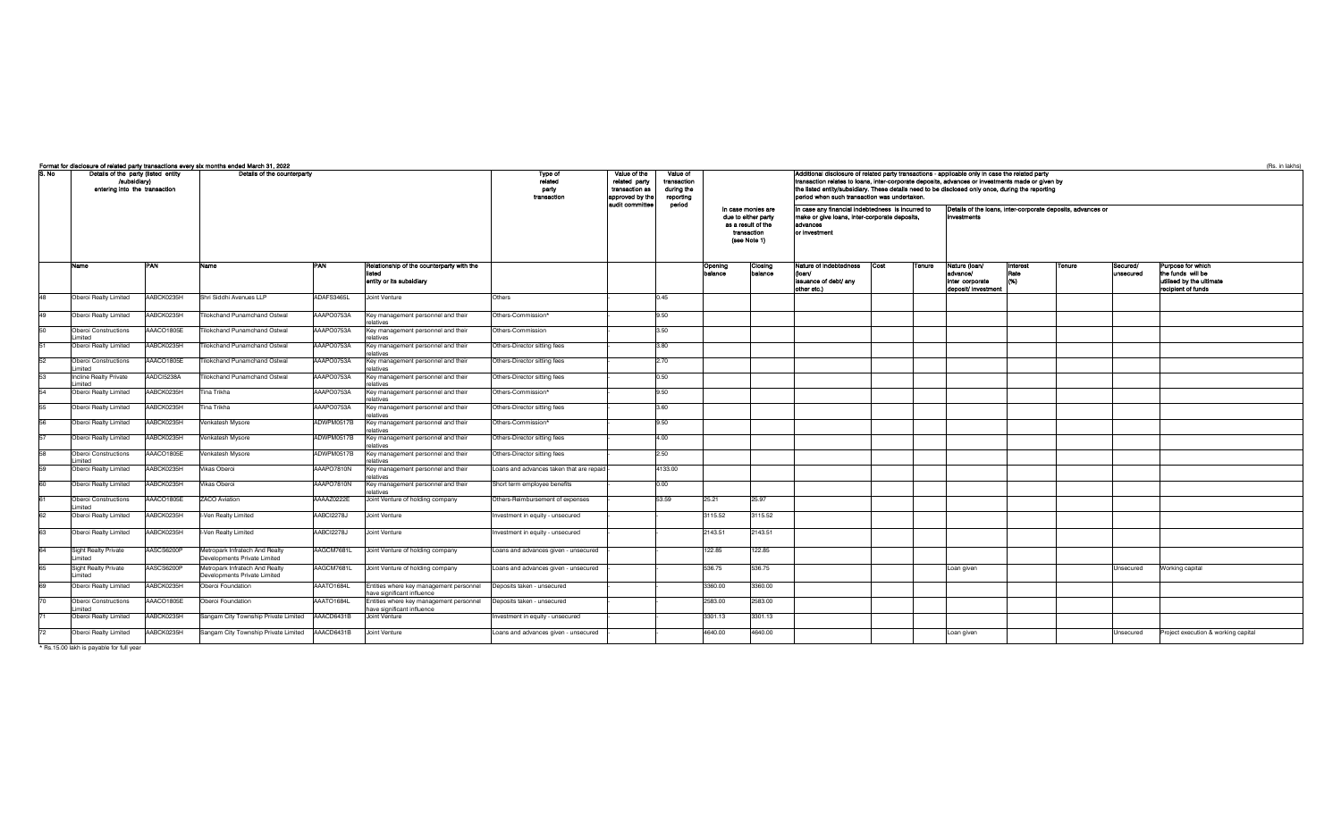Format for disclosure of related party transactions every six months ended March 31, 2022

(Rs. in lakhs)

| S. No | Details of the party (listed entity /subsidiary) entering into the transaction | | Details of the counterparty | | | Type of related party transaction | Value of the related party transaction as approved by the audit committee | Value of transaction during the reporting period | In case monies are due to either party as a result of the transaction (see Note 1) | | Additional disclosure of related party transactions - applicable only in case the related party transaction relates to loans, inter-corporate deposits, advances or investments made or given by the listed entity/subsidiary. These details need to be disclosed only once, during the reporting period when such transaction was undertaken. In case any financial indebtedness is incurred to make or give loans, inter-corporate deposits, advances or investment | | | Details of the loans, inter-corporate deposits, advances or investments | | | | |
|---|---|---|---|---|---|---|---|---|---|---|---|---|---|---|---|---|---|---|
| | Name | PAN | Name | PAN | Relationship of the counterparty with the listed entity or its subsidiary | | | | Opening balance | Closing balance | Nature of indebtedness (loan/ issuance of debt/ any other etc.) | Cost | Tenure | Nature (loan/ advance/ inter corporate deposit/ investment | Interest Rate (%) | Tenure | Secured/ unsecured | Purpose for which the funds will be utilised by the ultimate recipient of funds |
| 48 | Oberoi Realty Limited | AABCK0235H | Shri Siddhi Avenues LLP | ADAFS3465L | Joint Venture | Others | | 0.45 | | | | | | | | | | |
| 49 | Oberoi Realty Limited | AABCK0235H | Tilokchand Punamchand Ostwal | AAAPO0753A | Key management personnel and their relatives | Others-Commission* | - | 9.50 | | | | | | | | | | |
| 50 | Oberoi Constructions Limited | AAACO1805E | Tilokchand Punamchand Ostwal | AAAPO0753A | Key management personnel and their relatives | Others-Commission | - | 3.50 | | | | | | | | | | |
| 51 | Oberoi Realty Limited | AABCK0235H | Tilokchand Punamchand Ostwal | AAAPO0753A | Key management personnel and their relatives | Others-Director sitting fees | - | 3.80 | | | | | | | | | | |
| 52 | Oberoi Constructions Limited | AAACO1805E | Tilokchand Punamchand Ostwal | AAAPO0753A | Key management personnel and their relatives | Others-Director sitting fees | - | 2.70 | | | | | | | | | | |
| 53 | Incline Realty Private Limited | AADCI5238A | Tilokchand Punamchand Ostwal | AAAPO0753A | Key management personnel and their relatives | Others-Director sitting fees | - | 0.50 | | | | | | | | | | |
| 54 | Oberoi Realty Limited | AABCK0235H | Tina Trikha | AAAPO0753A | Key management personnel and their relatives | Others-Commission* | - | 9.50 | | | | | | | | | | |
| 55 | Oberoi Realty Limited | AABCK0235H | Tina Trikha | AAAPO0753A | Key management personnel and their relatives | Others-Director sitting fees | - | 3.60 | | | | | | | | | | |
| 56 | Oberoi Realty Limited | AABCK0235H | Venkatesh Mysore | ADWPM0517B | Key management personnel and their relatives | Others-Commission* | - | 9.50 | | | | | | | | | | |
| 57 | Oberoi Realty Limited | AABCK0235H | Venkatesh Mysore | ADWPM0517B | Key management personnel and their relatives | Others-Director sitting fees | - | 4.00 | | | | | | | | | | |
| 58 | Oberoi Constructions Limited | AAACO1805E | Venkatesh Mysore | ADWPM0517B | Key management personnel and their relatives | Others-Director sitting fees | - | 2.50 | | | | | | | | | | |
| 59 | Oberoi Realty Limited | AABCK0235H | Vikas Oberoi | AAAPO7810N | Key management personnel and their relatives | Loans and advances taken that are repaid | - | 4133.00 | | | | | | | | | | |
| 60 | Oberoi Realty Limited | AABCK0235H | Vikas Oberoi | AAAPO7810N | Key management personnel and their relatives | Short term employee benefits | - | 0.00 | | | | | | | | | | |
| 61 | Oberoi Constructions Limited | AAACO1805E | ZACO Aviation | AAAAZ0222E | Joint Venture of holding company | Others-Reimbursement of expenses | - | 53.59 | 25.21 | 25.97 | | | | | | | | |
| 62 | Oberoi Realty Limited | AABCK0235H | I-Ven Realty Limited | AABCI2278J | Joint Venture | Investment in equity - unsecured | - | - | 3115.52 | 3115.52 | | | | | | | | |
| 63 | Oberoi Realty Limited | AABCK0235H | I-Ven Realty Limited | AABCI2278J | Joint Venture | Investment in equity - unsecured | - | - | 2143.51 | 2143.51 | | | | | | | | |
| 64 | Sight Realty Private Limited | AASCS6200P | Metropark Infratech And Realty Developments Private Limited | AAGCM7681L | Joint Venture of holding company | Loans and advances given - unsecured | - | - | 122.85 | 122.85 | | | | | | | | |
| 65 | Sight Realty Private Limited | AASCS6200P | Metropark Infratech And Realty Developments Private Limited | AAGCM7681L | Joint Venture of holding company | Loans and advances given - unsecured | - | - | 536.75 | 536.75 | | | | Loan given | | | Unsecured | Working capital |
| 69 | Oberoi Realty Limited | AABCK0235H | Oberoi Foundation | AAATO1684L | Entities where key management personnel have significant influence | Deposits taken - unsecured | - | - | 3360.00 | 3360.00 | | | | | | | | |
| 70 | Oberoi Constructions Limited | AAACO1805E | Oberoi Foundation | AAATO1684L | Entities where key management personnel have significant influence | Deposits taken - unsecured | - | - | 2583.00 | 2583.00 | | | | | | | | |
| 71 | Oberoi Realty Limited | AABCK0235H | Sangam City Township Private Limited | AAACD6431B | Joint Venture | Investment in equity - unsecured | - | - | 3301.13 | 3301.13 | | | | | | | | |
| 72 | Oberoi Realty Limited | AABCK0235H | Sangam City Township Private Limited | AAACD6431B | Joint Venture | Loans and advances given - unsecured | - | - | 4640.00 | 4640.00 | | | | Loan given | | | Unsecured | Project execution & working capital |

* Rs.15.00 lakh is payable for full year